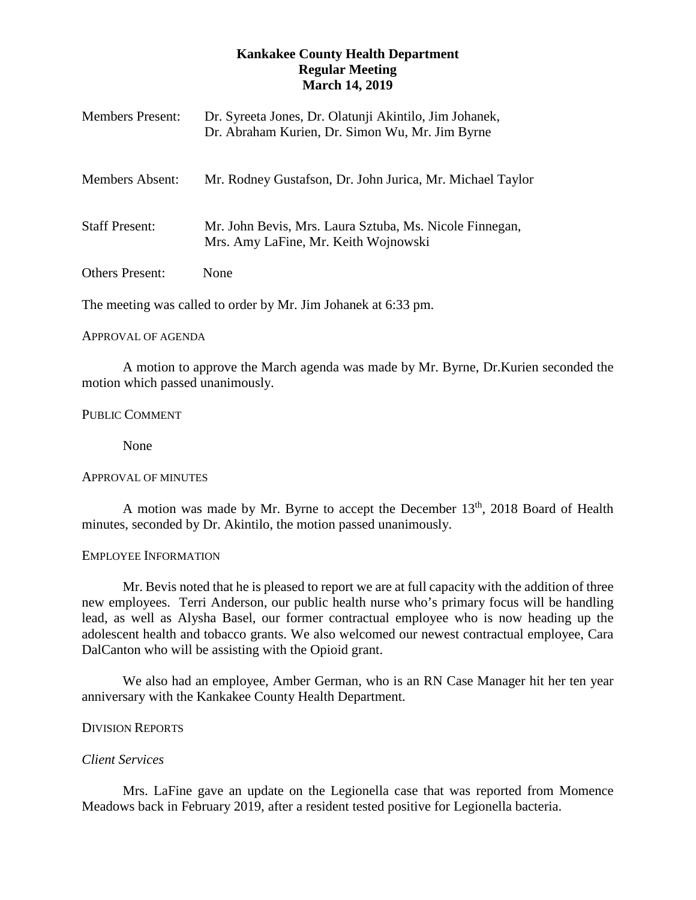# Kankakee County Health Department
## Regular Meeting
## March 14, 2019

| | |
|---|---|
| Members Present: | Dr. Syreeta Jones, Dr. Olatunji Akintilo, Jim Johanek, Dr. Abraham Kurien, Dr. Simon Wu, Mr. Jim Byrne |
| Members Absent: | Mr. Rodney Gustafson, Dr. John Jurica, Mr. Michael Taylor |
| Staff Present: | Mr. John Bevis, Mrs. Laura Sztuba, Ms. Nicole Finnegan, Mrs. Amy LaFine, Mr. Keith Wojnowski |
| Others Present: | None |

The meeting was called to order by Mr. Jim Johanek at 6:33 pm.

APPROVAL OF AGENDA

A motion to approve the March agenda was made by Mr. Byrne, Dr.Kurien seconded the motion which passed unanimously.

PUBLIC COMMENT

None

APPROVAL OF MINUTES

A motion was made by Mr. Byrne to accept the December 13th, 2018 Board of Health minutes, seconded by Dr. Akintilo, the motion passed unanimously.

EMPLOYEE INFORMATION

Mr. Bevis noted that he is pleased to report we are at full capacity with the addition of three new employees. Terri Anderson, our public health nurse who's primary focus will be handling lead, as well as Alysha Basel, our former contractual employee who is now heading up the adolescent health and tobacco grants. We also welcomed our newest contractual employee, Cara DalCanton who will be assisting with the Opioid grant.

We also had an employee, Amber German, who is an RN Case Manager hit her ten year anniversary with the Kankakee County Health Department.

DIVISION REPORTS

*Client Services*

Mrs. LaFine gave an update on the Legionella case that was reported from Momence Meadows back in February 2019, after a resident tested positive for Legionella bacteria.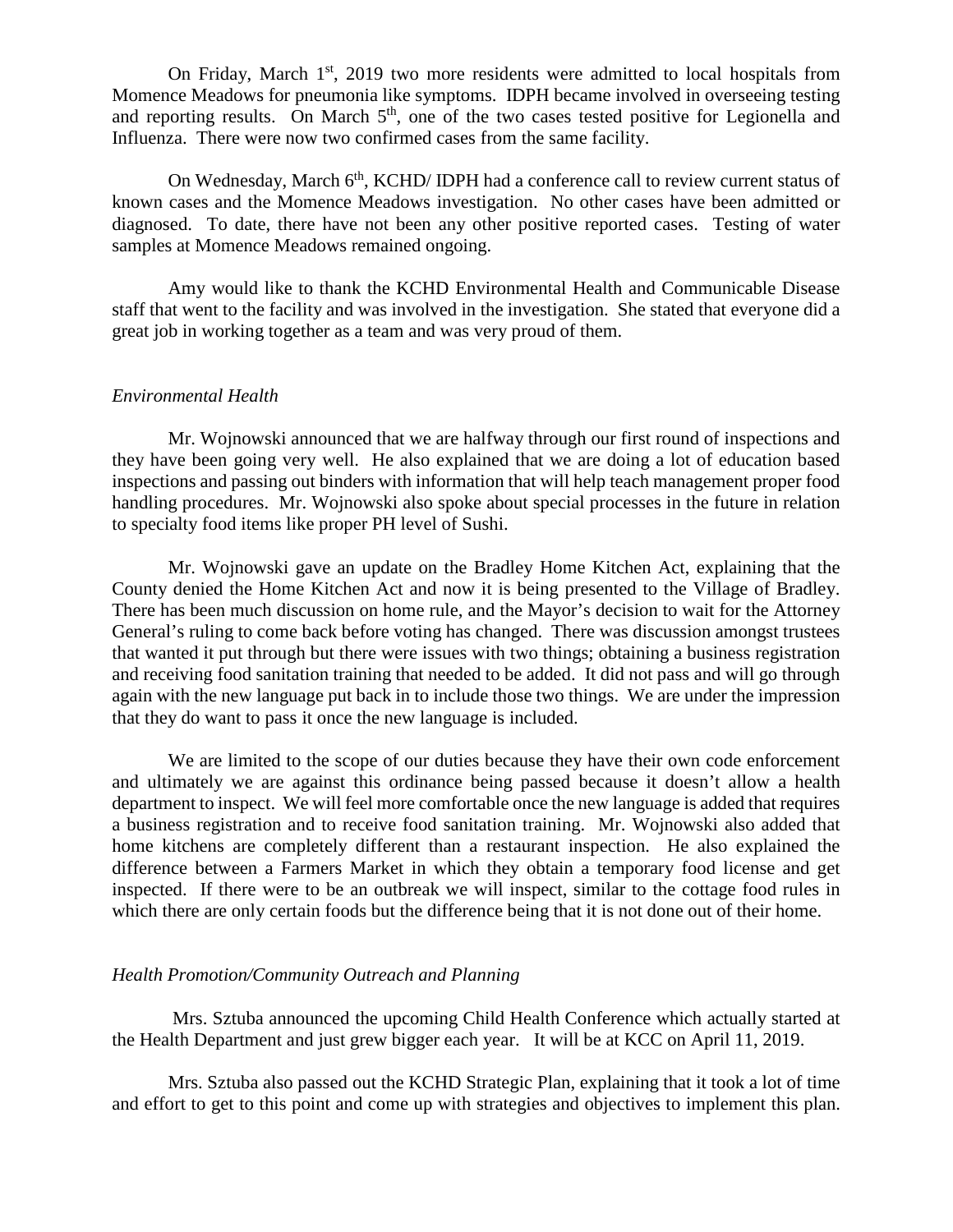On Friday, March 1st, 2019 two more residents were admitted to local hospitals from Momence Meadows for pneumonia like symptoms. IDPH became involved in overseeing testing and reporting results. On March 5th, one of the two cases tested positive for Legionella and Influenza. There were now two confirmed cases from the same facility.

On Wednesday, March 6th, KCHD/ IDPH had a conference call to review current status of known cases and the Momence Meadows investigation. No other cases have been admitted or diagnosed. To date, there have not been any other positive reported cases. Testing of water samples at Momence Meadows remained ongoing.

Amy would like to thank the KCHD Environmental Health and Communicable Disease staff that went to the facility and was involved in the investigation. She stated that everyone did a great job in working together as a team and was very proud of them.

*Environmental Health*

Mr. Wojnowski announced that we are halfway through our first round of inspections and they have been going very well. He also explained that we are doing a lot of education based inspections and passing out binders with information that will help teach management proper food handling procedures. Mr. Wojnowski also spoke about special processes in the future in relation to specialty food items like proper PH level of Sushi.

Mr. Wojnowski gave an update on the Bradley Home Kitchen Act, explaining that the County denied the Home Kitchen Act and now it is being presented to the Village of Bradley. There has been much discussion on home rule, and the Mayor's decision to wait for the Attorney General's ruling to come back before voting has changed. There was discussion amongst trustees that wanted it put through but there were issues with two things; obtaining a business registration and receiving food sanitation training that needed to be added. It did not pass and will go through again with the new language put back in to include those two things. We are under the impression that they do want to pass it once the new language is included.

We are limited to the scope of our duties because they have their own code enforcement and ultimately we are against this ordinance being passed because it doesn't allow a health department to inspect. We will feel more comfortable once the new language is added that requires a business registration and to receive food sanitation training. Mr. Wojnowski also added that home kitchens are completely different than a restaurant inspection. He also explained the difference between a Farmers Market in which they obtain a temporary food license and get inspected. If there were to be an outbreak we will inspect, similar to the cottage food rules in which there are only certain foods but the difference being that it is not done out of their home.

*Health Promotion/Community Outreach and Planning*

Mrs. Sztuba announced the upcoming Child Health Conference which actually started at the Health Department and just grew bigger each year. It will be at KCC on April 11, 2019.

Mrs. Sztuba also passed out the KCHD Strategic Plan, explaining that it took a lot of time and effort to get to this point and come up with strategies and objectives to implement this plan.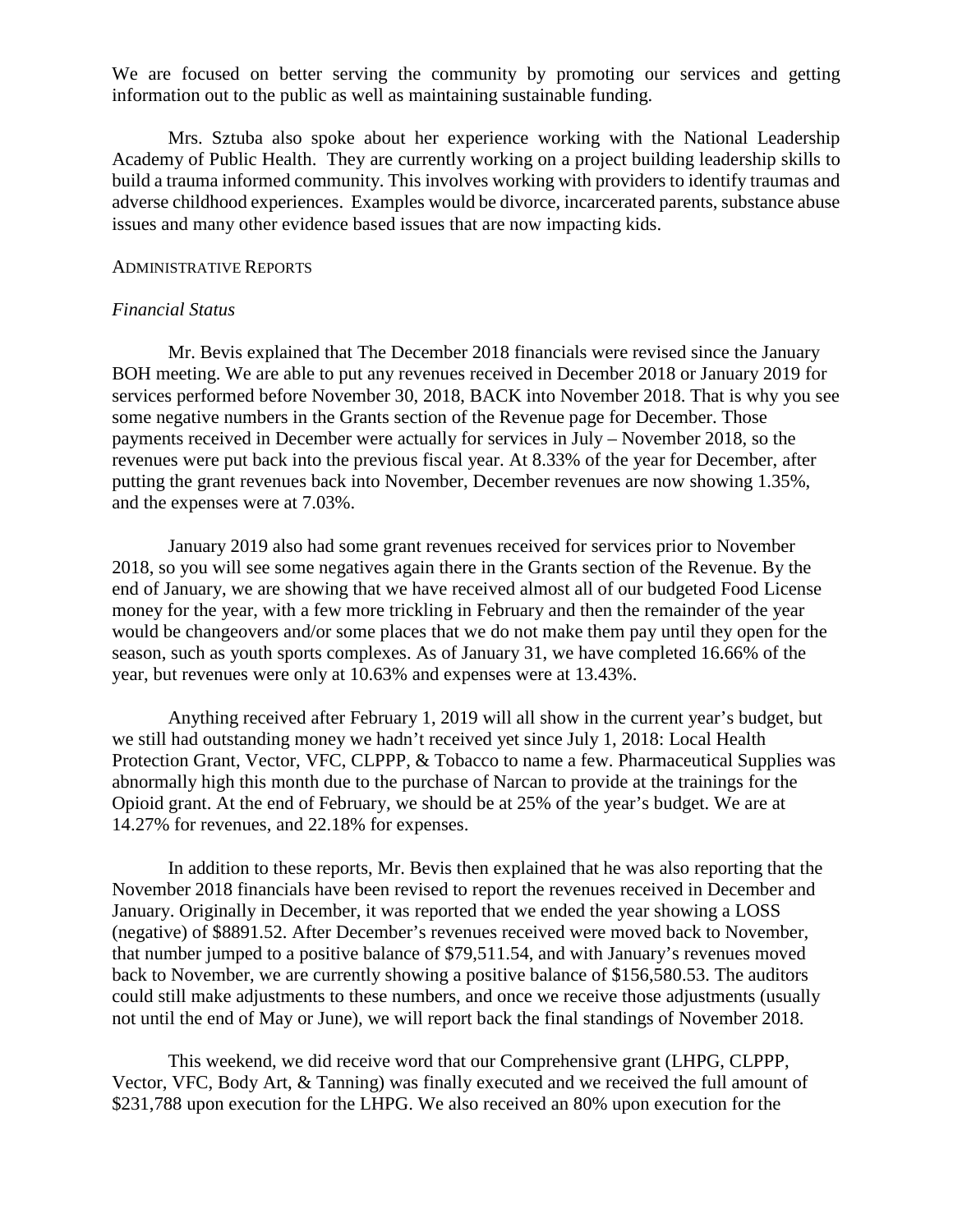We are focused on better serving the community by promoting our services and getting information out to the public as well as maintaining sustainable funding.

Mrs. Sztuba also spoke about her experience working with the National Leadership Academy of Public Health. They are currently working on a project building leadership skills to build a trauma informed community. This involves working with providers to identify traumas and adverse childhood experiences. Examples would be divorce, incarcerated parents, substance abuse issues and many other evidence based issues that are now impacting kids.

## ADMINISTRATIVE REPORTS

### *Financial Status*

Mr. Bevis explained that The December 2018 financials were revised since the January BOH meeting. We are able to put any revenues received in December 2018 or January 2019 for services performed before November 30, 2018, BACK into November 2018. That is why you see some negative numbers in the Grants section of the Revenue page for December. Those payments received in December were actually for services in July – November 2018, so the revenues were put back into the previous fiscal year. At 8.33% of the year for December, after putting the grant revenues back into November, December revenues are now showing 1.35%, and the expenses were at 7.03%.

January 2019 also had some grant revenues received for services prior to November 2018, so you will see some negatives again there in the Grants section of the Revenue. By the end of January, we are showing that we have received almost all of our budgeted Food License money for the year, with a few more trickling in February and then the remainder of the year would be changeovers and/or some places that we do not make them pay until they open for the season, such as youth sports complexes. As of January 31, we have completed 16.66% of the year, but revenues were only at 10.63% and expenses were at 13.43%.

Anything received after February 1, 2019 will all show in the current year's budget, but we still had outstanding money we hadn't received yet since July 1, 2018: Local Health Protection Grant, Vector, VFC, CLPPP, & Tobacco to name a few. Pharmaceutical Supplies was abnormally high this month due to the purchase of Narcan to provide at the trainings for the Opioid grant. At the end of February, we should be at 25% of the year's budget. We are at 14.27% for revenues, and 22.18% for expenses.

In addition to these reports, Mr. Bevis then explained that he was also reporting that the November 2018 financials have been revised to report the revenues received in December and January. Originally in December, it was reported that we ended the year showing a LOSS (negative) of $8891.52. After December's revenues received were moved back to November, that number jumped to a positive balance of $79,511.54, and with January's revenues moved back to November, we are currently showing a positive balance of $156,580.53. The auditors could still make adjustments to these numbers, and once we receive those adjustments (usually not until the end of May or June), we will report back the final standings of November 2018.

This weekend, we did receive word that our Comprehensive grant (LHPG, CLPPP, Vector, VFC, Body Art, & Tanning) was finally executed and we received the full amount of $231,788 upon execution for the LHPG. We also received an 80% upon execution for the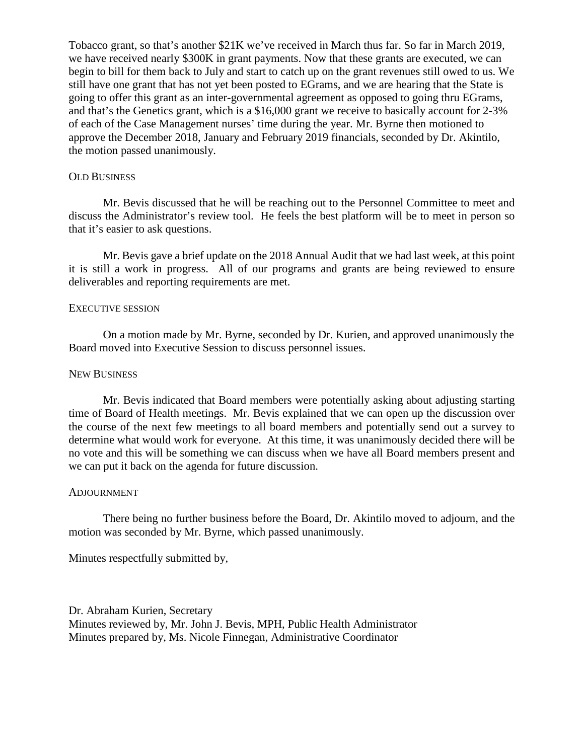Tobacco grant, so that's another $21K we've received in March thus far. So far in March 2019, we have received nearly $300K in grant payments. Now that these grants are executed, we can begin to bill for them back to July and start to catch up on the grant revenues still owed to us. We still have one grant that has not yet been posted to EGrams, and we are hearing that the State is going to offer this grant as an inter-governmental agreement as opposed to going thru EGrams, and that's the Genetics grant, which is a $16,000 grant we receive to basically account for 2-3% of each of the Case Management nurses' time during the year. Mr. Byrne then motioned to approve the December 2018, January and February 2019 financials, seconded by Dr. Akintilo, the motion passed unanimously.

## OLD BUSINESS

Mr. Bevis discussed that he will be reaching out to the Personnel Committee to meet and discuss the Administrator's review tool. He feels the best platform will be to meet in person so that it's easier to ask questions.

Mr. Bevis gave a brief update on the 2018 Annual Audit that we had last week, at this point it is still a work in progress. All of our programs and grants are being reviewed to ensure deliverables and reporting requirements are met.

## EXECUTIVE SESSION

On a motion made by Mr. Byrne, seconded by Dr. Kurien, and approved unanimously the Board moved into Executive Session to discuss personnel issues.

## NEW BUSINESS

Mr. Bevis indicated that Board members were potentially asking about adjusting starting time of Board of Health meetings. Mr. Bevis explained that we can open up the discussion over the course of the next few meetings to all board members and potentially send out a survey to determine what would work for everyone. At this time, it was unanimously decided there will be no vote and this will be something we can discuss when we have all Board members present and we can put it back on the agenda for future discussion.

## ADJOURNMENT

There being no further business before the Board, Dr. Akintilo moved to adjourn, and the motion was seconded by Mr. Byrne, which passed unanimously.

Minutes respectfully submitted by,

Dr. Abraham Kurien, Secretary
Minutes reviewed by, Mr. John J. Bevis, MPH, Public Health Administrator
Minutes prepared by, Ms. Nicole Finnegan, Administrative Coordinator